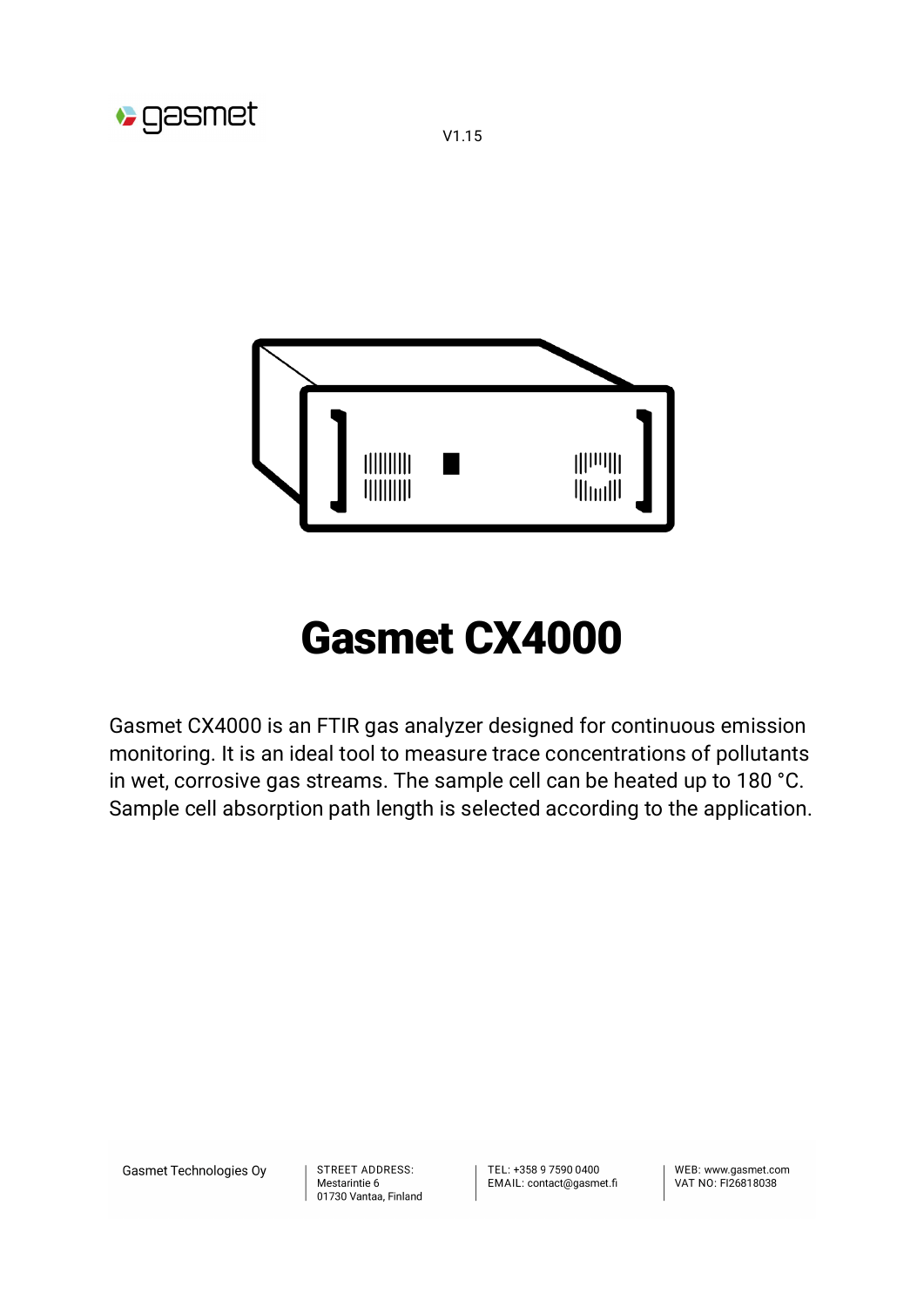V1.15

# Gasmet CX4000

Gasmet CX4000 is an FTIR gas analyzer designed for continuous emission monitoring. It is an ideal tool to measure trace concentrations of pollutants in wet, corrosive gas streams. The sample cell can be heated up to 180 °C. Sample cell absorption path length is selected according to the application.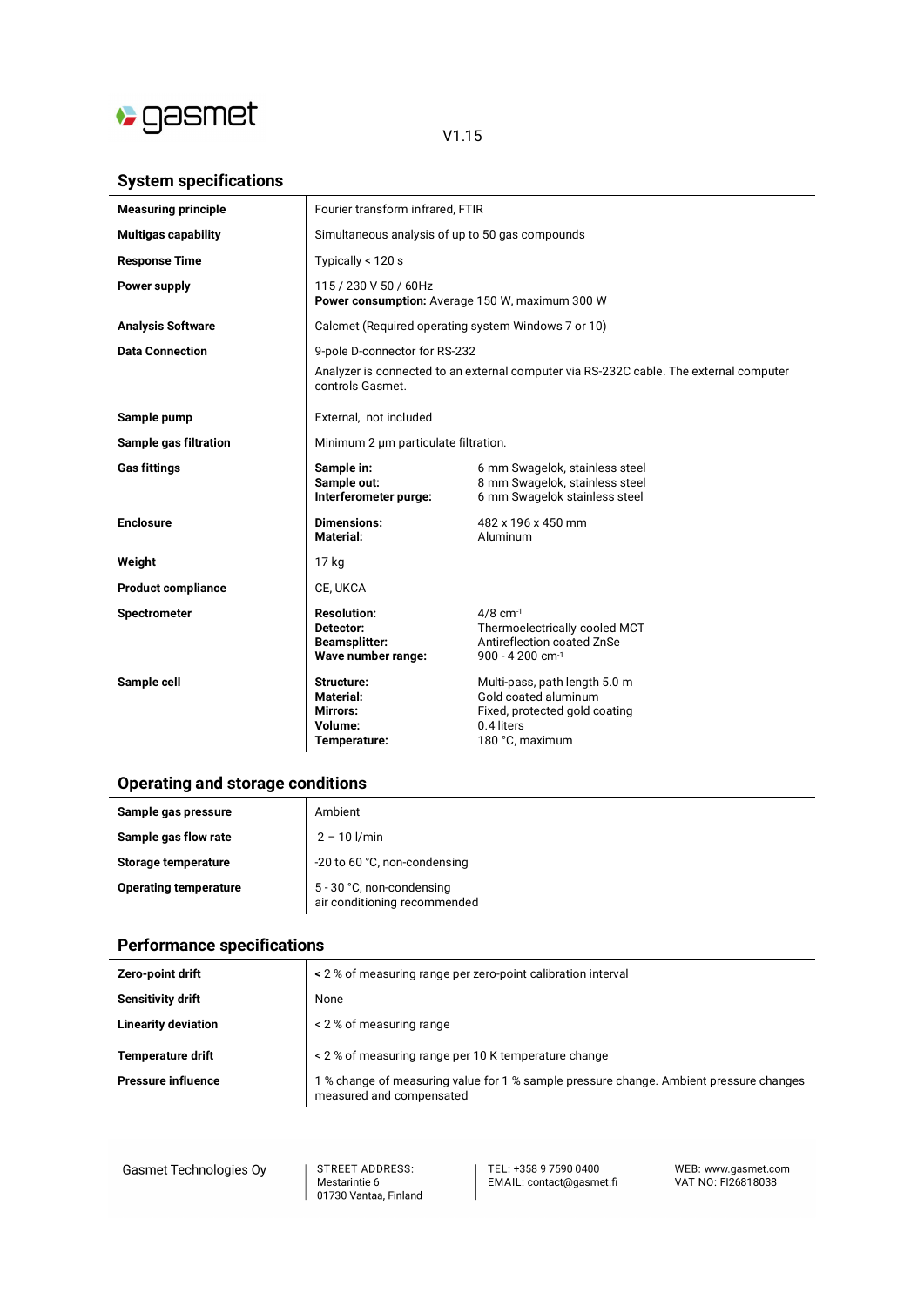V1.15

## System specifications

| | | |
|---|---|---|
| **Measuring principle** | Fourier transform infrared, FTIR | |
| **Multigas capability** | Simultaneous analysis of up to 50 gas compounds | |
| **Response Time** | Typically < 120 s | |
| **Power supply** | 115 / 230 V 50 / 60Hz<br>**Power consumption:** Average 150 W, maximum 300 W | |
| **Analysis Software** | Calcmet (Required operating system Windows 7 or 10) | |
| **Data Connection** | 9-pole D-connector for RS-232<br>Analyzer is connected to an external computer via RS-232C cable. The external computer controls Gasmet. | |
| **Sample pump** | External, not included | |
| **Sample gas filtration** | Minimum 2 µm particulate filtration. | |
| **Gas fittings** | **Sample in:**<br>**Sample out:**<br>**Interferometer purge:** | 6 mm Swagelok, stainless steel<br>8 mm Swagelok, stainless steel<br>6 mm Swagelok stainless steel |
| **Enclosure** | **Dimensions:**<br>**Material:** | 482 x 196 x 450 mm<br>Aluminum |
| **Weight** | 17 kg | |
| **Product compliance** | CE, UKCA | |
| **Spectrometer** | **Resolution:**<br>**Detector:**<br>**Beamsplitter:**<br>**Wave number range:** | 4/8 $cm^{-1}$<br>Thermoelectrically cooled MCT<br>Antireflection coated ZnSe<br>900 - 4 200 $cm^{-1}$ |
| **Sample cell** | **Structure:**<br>**Material:**<br>**Mirrors:**<br>**Volume:**<br>**Temperature:** | Multi-pass, path length 5.0 m<br>Gold coated aluminum<br>Fixed, protected gold coating<br>0.4 liters<br>180 °C, maximum |

## Operating and storage conditions

| | |
|---|---|
| **Sample gas pressure** | Ambient |
| **Sample gas flow rate** | 2 – 10 l/min |
| **Storage temperature** | -20 to 60 °C, non-condensing |
| **Operating temperature** | 5 - 30 °C, non-condensing<br>air conditioning recommended |

## Performance specifications

| | |
|---|---|
| **Zero-point drift** | **<** 2 % of measuring range per zero-point calibration interval |
| **Sensitivity drift** | None |
| **Linearity deviation** | < 2 % of measuring range |
| **Temperature drift** | < 2 % of measuring range per 10 K temperature change |
| **Pressure influence** | 1 % change of measuring value for 1 % sample pressure change. Ambient pressure changes measured and compensated |

Gasmet Technologies Oy | STREET ADDRESS: Mestarintie 6, 01730 Vantaa, Finland | TEL: +358 9 7590 0400, EMAIL: contact@gasmet.fi | WEB: www.gasmet.com, VAT NO: FI26818038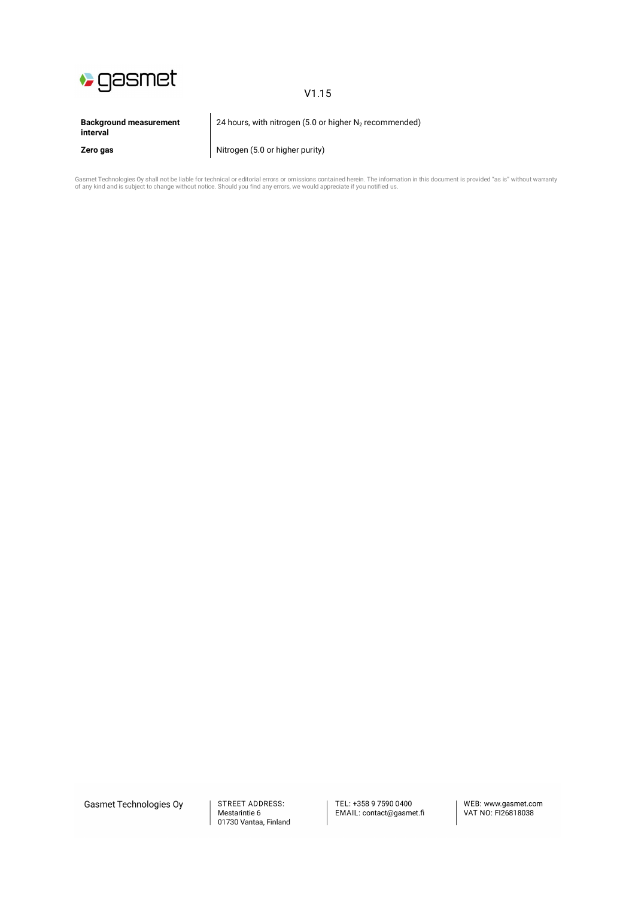| | |
|---|---|
| **Background measurement interval** | 24 hours, with nitrogen (5.0 or higher $N_2$ recommended) |
| **Zero gas** | Nitrogen (5.0 or higher purity) |

Gasmet Technologies Oy shall not be liable for technical or editorial errors or omissions contained herein. The information in this document is provided "as is" without warranty of any kind and is subject to change without notice. Should you find any errors, we would appreciate if you notified us.